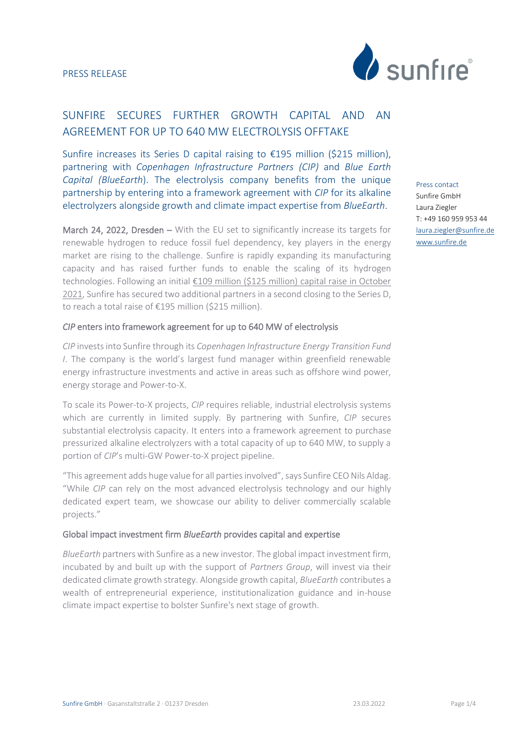PRESS RELEASE

# SUNFIRE SECURES FURTHER GROWTH CAPITAL AND AN AGREEMENT FOR UP TO 640 MW ELECTROLYSIS OFFTAKE

Sunfire increases its Series D capital raising to €195 million ($215 million), partnering with *Copenhagen Infrastructure Partners (CIP)* and *Blue Earth Capital (BlueEarth*). The electrolysis company benefits from the unique partnership by entering into a framework agreement with *CIP* for its alkaline electrolyzers alongside growth and climate impact expertise from *BlueEarth*.

Press contact
Sunfire GmbH
Laura Ziegler
T: +49 160 959 953 44
laura.ziegler@sunfire.de
www.sunfire.de

**March 24, 2022, Dresden –** With the EU set to significantly increase its targets for renewable hydrogen to reduce fossil fuel dependency, key players in the energy market are rising to the challenge. Sunfire is rapidly expanding its manufacturing capacity and has raised further funds to enable the scaling of its hydrogen technologies. Following an initial €109 million ($125 million) capital raise in October 2021, Sunfire has secured two additional partners in a second closing to the Series D, to reach a total raise of €195 million ($215 million).

### *CIP* enters into framework agreement for up to 640 MW of electrolysis

*CIP* invests into Sunfire through its *Copenhagen Infrastructure Energy Transition Fund I*. The company is the world's largest fund manager within greenfield renewable energy infrastructure investments and active in areas such as offshore wind power, energy storage and Power-to-X.

To scale its Power-to-X projects, *CIP* requires reliable, industrial electrolysis systems which are currently in limited supply. By partnering with Sunfire, *CIP* secures substantial electrolysis capacity. It enters into a framework agreement to purchase pressurized alkaline electrolyzers with a total capacity of up to 640 MW, to supply a portion of *CIP*'s multi-GW Power-to-X project pipeline.

"This agreement adds huge value for all parties involved", says Sunfire CEO Nils Aldag. "While *CIP* can rely on the most advanced electrolysis technology and our highly dedicated expert team, we showcase our ability to deliver commercially scalable projects."

### Global impact investment firm *BlueEarth* provides capital and expertise

*BlueEarth* partners with Sunfire as a new investor. The global impact investment firm, incubated by and built up with the support of *Partners Group*, will invest via their dedicated climate growth strategy. Alongside growth capital, *BlueEarth* contributes a wealth of entrepreneurial experience, institutionalization guidance and in-house climate impact expertise to bolster Sunfire's next stage of growth.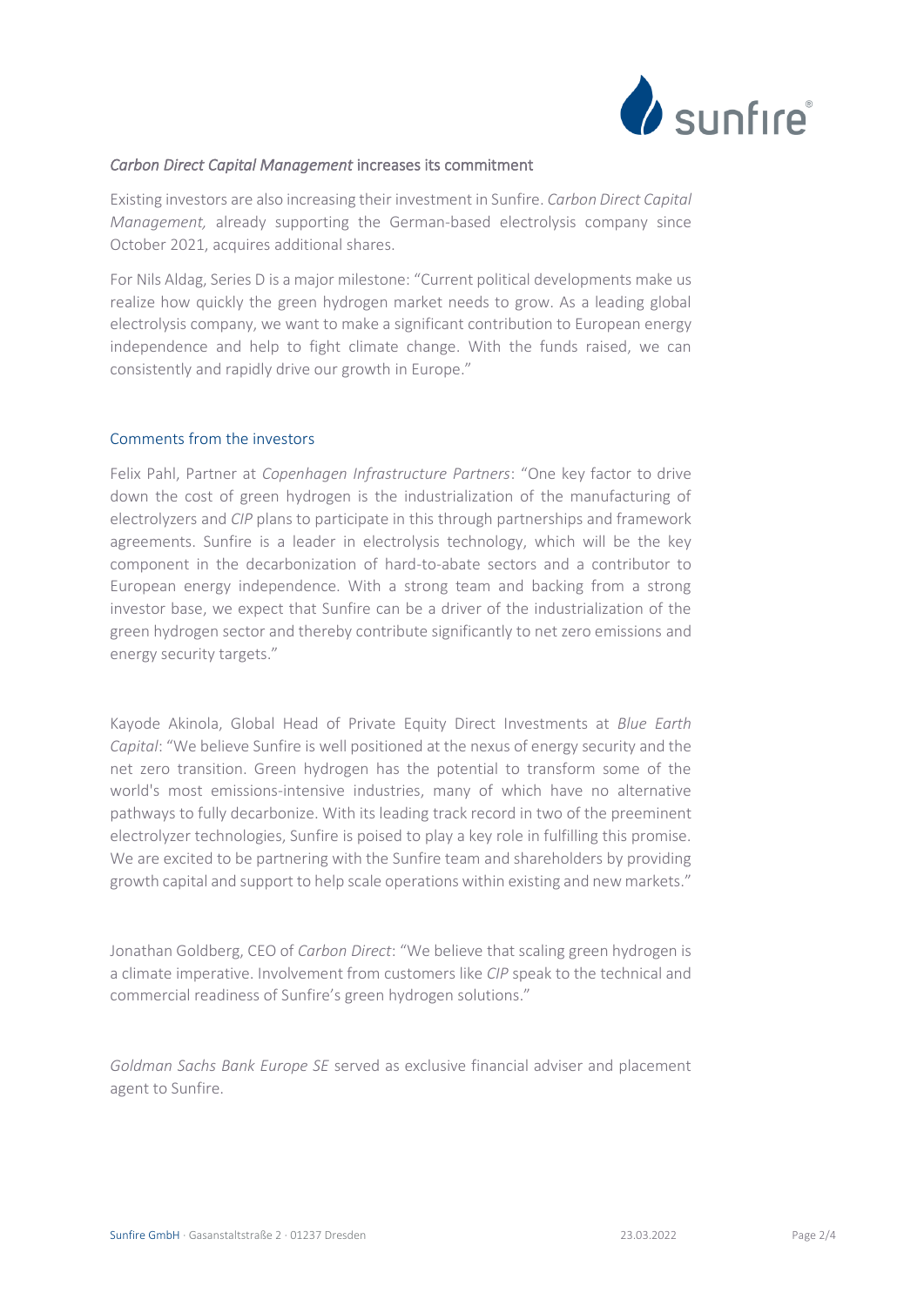## *Carbon Direct Capital Management* increases its commitment

Existing investors are also increasing their investment in Sunfire. *Carbon Direct Capital Management,* already supporting the German-based electrolysis company since October 2021, acquires additional shares.

For Nils Aldag, Series D is a major milestone: "Current political developments make us realize how quickly the green hydrogen market needs to grow. As a leading global electrolysis company, we want to make a significant contribution to European energy independence and help to fight climate change. With the funds raised, we can consistently and rapidly drive our growth in Europe."

## Comments from the investors

Felix Pahl, Partner at *Copenhagen Infrastructure Partners*: "One key factor to drive down the cost of green hydrogen is the industrialization of the manufacturing of electrolyzers and *CIP* plans to participate in this through partnerships and framework agreements. Sunfire is a leader in electrolysis technology, which will be the key component in the decarbonization of hard-to-abate sectors and a contributor to European energy independence. With a strong team and backing from a strong investor base, we expect that Sunfire can be a driver of the industrialization of the green hydrogen sector and thereby contribute significantly to net zero emissions and energy security targets."

Kayode Akinola, Global Head of Private Equity Direct Investments at *Blue Earth Capital*: "We believe Sunfire is well positioned at the nexus of energy security and the net zero transition. Green hydrogen has the potential to transform some of the world's most emissions-intensive industries, many of which have no alternative pathways to fully decarbonize. With its leading track record in two of the preeminent electrolyzer technologies, Sunfire is poised to play a key role in fulfilling this promise. We are excited to be partnering with the Sunfire team and shareholders by providing growth capital and support to help scale operations within existing and new markets."

Jonathan Goldberg, CEO of *Carbon Direct*: "We believe that scaling green hydrogen is a climate imperative. Involvement from customers like *CIP* speak to the technical and commercial readiness of Sunfire's green hydrogen solutions."

*Goldman Sachs Bank Europe SE* served as exclusive financial adviser and placement agent to Sunfire.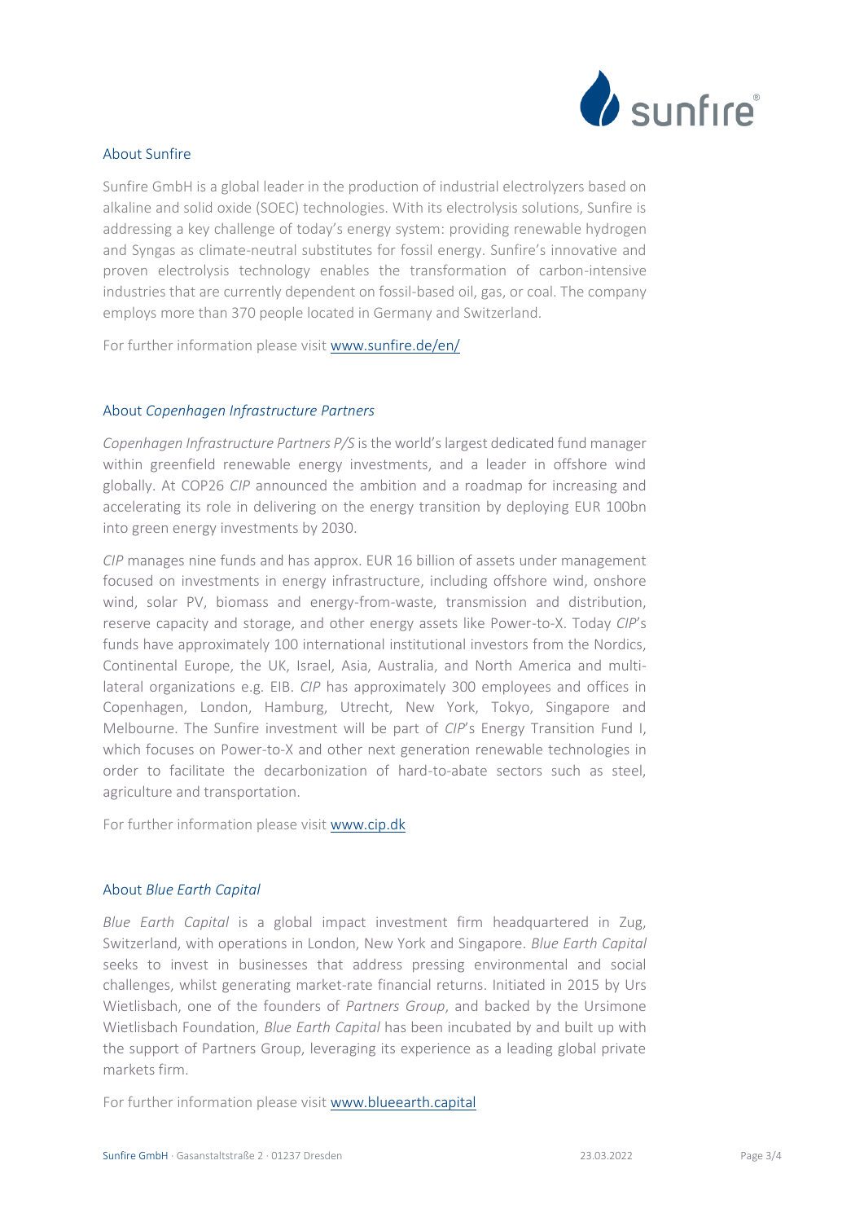## About Sunfire

Sunfire GmbH is a global leader in the production of industrial electrolyzers based on alkaline and solid oxide (SOEC) technologies. With its electrolysis solutions, Sunfire is addressing a key challenge of today's energy system: providing renewable hydrogen and Syngas as climate-neutral substitutes for fossil energy. Sunfire's innovative and proven electrolysis technology enables the transformation of carbon-intensive industries that are currently dependent on fossil-based oil, gas, or coal. The company employs more than 370 people located in Germany and Switzerland.

For further information please visit [www.sunfire.de/en/](www.sunfire.de/en/)

## About *Copenhagen Infrastructure Partners*

*Copenhagen Infrastructure Partners P/S* is the world's largest dedicated fund manager within greenfield renewable energy investments, and a leader in offshore wind globally. At COP26 *CIP* announced the ambition and a roadmap for increasing and accelerating its role in delivering on the energy transition by deploying EUR 100bn into green energy investments by 2030.

*CIP* manages nine funds and has approx. EUR 16 billion of assets under management focused on investments in energy infrastructure, including offshore wind, onshore wind, solar PV, biomass and energy-from-waste, transmission and distribution, reserve capacity and storage, and other energy assets like Power-to-X. Today *CIP*'s funds have approximately 100 international institutional investors from the Nordics, Continental Europe, the UK, Israel, Asia, Australia, and North America and multi-lateral organizations e.g. EIB. *CIP* has approximately 300 employees and offices in Copenhagen, London, Hamburg, Utrecht, New York, Tokyo, Singapore and Melbourne. The Sunfire investment will be part of *CIP*'s Energy Transition Fund I, which focuses on Power-to-X and other next generation renewable technologies in order to facilitate the decarbonization of hard-to-abate sectors such as steel, agriculture and transportation.

For further information please visit [www.cip.dk](www.cip.dk)

## About *Blue Earth Capital*

*Blue Earth Capital* is a global impact investment firm headquartered in Zug, Switzerland, with operations in London, New York and Singapore. *Blue Earth Capital* seeks to invest in businesses that address pressing environmental and social challenges, whilst generating market-rate financial returns. Initiated in 2015 by Urs Wietlisbach, one of the founders of *Partners Group*, and backed by the Ursimone Wietlisbach Foundation, *Blue Earth Capital* has been incubated by and built up with the support of Partners Group, leveraging its experience as a leading global private markets firm.

For further information please visit [www.blueearth.capital](www.blueearth.capital)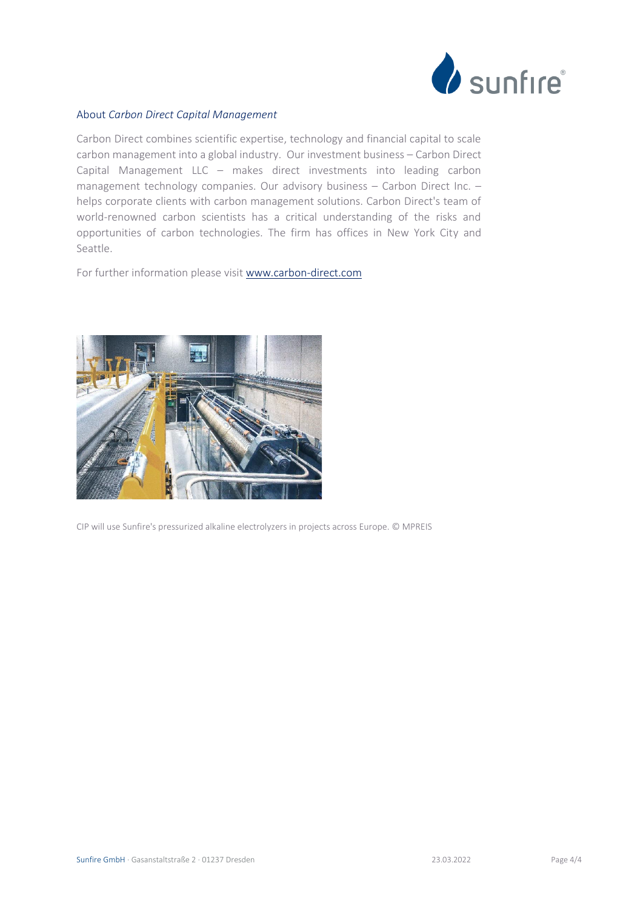About *Carbon Direct Capital Management*

Carbon Direct combines scientific expertise, technology and financial capital to scale carbon management into a global industry. Our investment business – Carbon Direct Capital Management LLC – makes direct investments into leading carbon management technology companies. Our advisory business – Carbon Direct Inc. – helps corporate clients with carbon management solutions. Carbon Direct's team of world-renowned carbon scientists has a critical understanding of the risks and opportunities of carbon technologies. The firm has offices in New York City and Seattle.

For further information please visit [www.carbon-direct.com](www.carbon-direct.com)

CIP will use Sunfire's pressurized alkaline electrolyzers in projects across Europe. © MPREIS